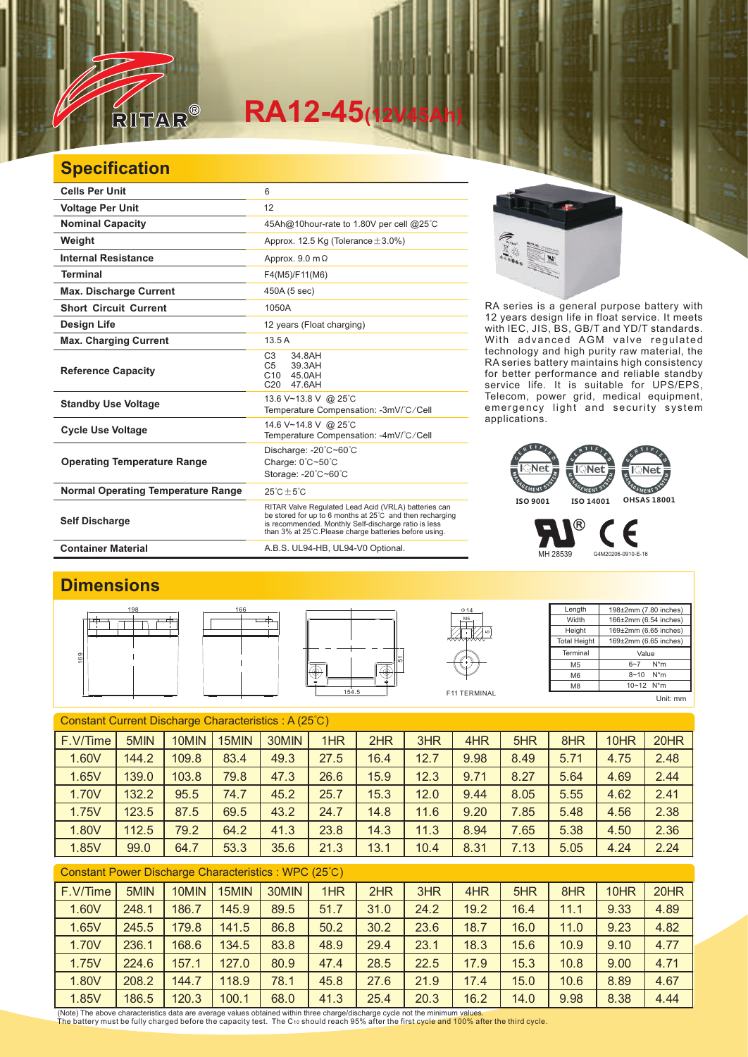# RA12-45(12V45Ah)

## Specification

| | |
|---|---|
| **Cells Per Unit** | 6 |
| **Voltage Per Unit** | 12 |
| **Nominal Capacity** | 45Ah@10hour-rate to 1.80V per cell @25℃ |
| **Weight** | Approx. 12.5 Kg (Tolerance±3.0%) |
| **Internal Resistance** | Approx. 9.0 mΩ |
| **Terminal** | F4(M5)/F11(M6) |
| **Max. Discharge Current** | 450A (5 sec) |
| **Short Circuit Current** | 1050A |
| **Design Life** | 12 years (Float charging) |
| **Max. Charging Current** | 13.5 A |
| **Reference Capacity** | C3 34.8AH<br>C5 39.3AH<br>C10 45.0AH<br>C20 47.6AH |
| **Standby Use Voltage** | 13.6 V~13.8 V @ 25℃<br>Temperature Compensation: -3mV/℃/Cell |
| **Cycle Use Voltage** | 14.6 V~14.8 V @ 25℃<br>Temperature Compensation: -4mV/℃/Cell |
| **Operating Temperature Range** | Discharge: -20℃~60℃<br>Charge: 0℃~50℃<br>Storage: -20℃~60℃ |
| **Normal Operating Temperature Range** | 25℃±5℃ |
| **Self Discharge** | RITAR Valve Regulated Lead Acid (VRLA) batteries can be stored for up to 6 months at 25℃ and then recharging is recommended. Monthly Self-discharge ratio is less than 3% at 25℃.Please charge batteries before using. |
| **Container Material** | A.B.S. UL94-HB, UL94-V0 Optional. |

RA series is a general purpose battery with 12 years design life in float service. It meets with IEC, JIS, BS, GB/T and YD/T standards. With advanced AGM valve regulated technology and high purity raw material, the RA series battery maintains high consistency for better performance and reliable standby service life. It is suitable for UPS/EPS, Telecom, power grid, medical equipment, emergency light and security system applications.

ISO 9001 ISO 14001 OHSAS 18001

MH 28539 G4M20206-0910-E-16

## Dimensions

198 166 169 51 154.5 Φ14 M6 F11 TERMINAL

| Length | 198±2mm (7.80 inches) |
|---|---|
| Width | 166±2mm (6.54 inches) |
| Height | 169±2mm (6.65 inches) |
| Total Height | 169±2mm (6.65 inches) |
| Terminal | Value |
| M5 | 6~7 N*m |
| M6 | 8~10 N*m |
| M8 | 10~12 N*m |

Unit: mm

Constant Current Discharge Characteristics : A (25℃)

| F.V/Time | 5MIN | 10MIN | 15MIN | 30MIN | 1HR | 2HR | 3HR | 4HR | 5HR | 8HR | 10HR | 20HR |
|---|---|---|---|---|---|---|---|---|---|---|---|---|
| 1.60V | 144.2 | 109.8 | 83.4 | 49.3 | 27.5 | 16.4 | 12.7 | 9.98 | 8.49 | 5.71 | 4.75 | 2.48 |
| 1.65V | 139.0 | 103.8 | 79.8 | 47.3 | 26.6 | 15.9 | 12.3 | 9.71 | 8.27 | 5.64 | 4.69 | 2.44 |
| 1.70V | 132.2 | 95.5 | 74.7 | 45.2 | 25.7 | 15.3 | 12.0 | 9.44 | 8.05 | 5.55 | 4.62 | 2.41 |
| 1.75V | 123.5 | 87.5 | 69.5 | 43.2 | 24.7 | 14.8 | 11.6 | 9.20 | 7.85 | 5.48 | 4.56 | 2.38 |
| 1.80V | 112.5 | 79.2 | 64.2 | 41.3 | 23.8 | 14.3 | 11.3 | 8.94 | 7.65 | 5.38 | 4.50 | 2.36 |
| 1.85V | 99.0 | 64.7 | 53.3 | 35.6 | 21.3 | 13.1 | 10.4 | 8.31 | 7.13 | 5.05 | 4.24 | 2.24 |

Constant Power Discharge Characteristics : WPC (25℃)

| F.V/Time | 5MIN | 10MIN | 15MIN | 30MIN | 1HR | 2HR | 3HR | 4HR | 5HR | 8HR | 10HR | 20HR |
|---|---|---|---|---|---|---|---|---|---|---|---|---|
| 1.60V | 248.1 | 186.7 | 145.9 | 89.5 | 51.7 | 31.0 | 24.2 | 19.2 | 16.4 | 11.1 | 9.33 | 4.89 |
| 1.65V | 245.5 | 179.8 | 141.5 | 86.8 | 50.2 | 30.2 | 23.6 | 18.7 | 16.0 | 11.0 | 9.23 | 4.82 |
| 1.70V | 236.1 | 168.6 | 134.5 | 83.8 | 48.9 | 29.4 | 23.1 | 18.3 | 15.6 | 10.9 | 9.10 | 4.77 |
| 1.75V | 224.6 | 157.1 | 127.0 | 80.9 | 47.4 | 28.5 | 22.5 | 17.9 | 15.3 | 10.8 | 9.00 | 4.71 |
| 1.80V | 208.2 | 144.7 | 118.9 | 78.1 | 45.8 | 27.6 | 21.9 | 17.4 | 15.0 | 10.6 | 8.89 | 4.67 |
| 1.85V | 186.5 | 120.3 | 100.1 | 68.0 | 41.3 | 25.4 | 20.3 | 16.2 | 14.0 | 9.98 | 8.38 | 4.44 |

(Note) The above characteristics data are average values obtained within three charge/discharge cycle not the minimum values.
The battery must be fully charged before the capacity test. The $C_{10}$ should reach 95% after the first cycle and 100% after the third cycle.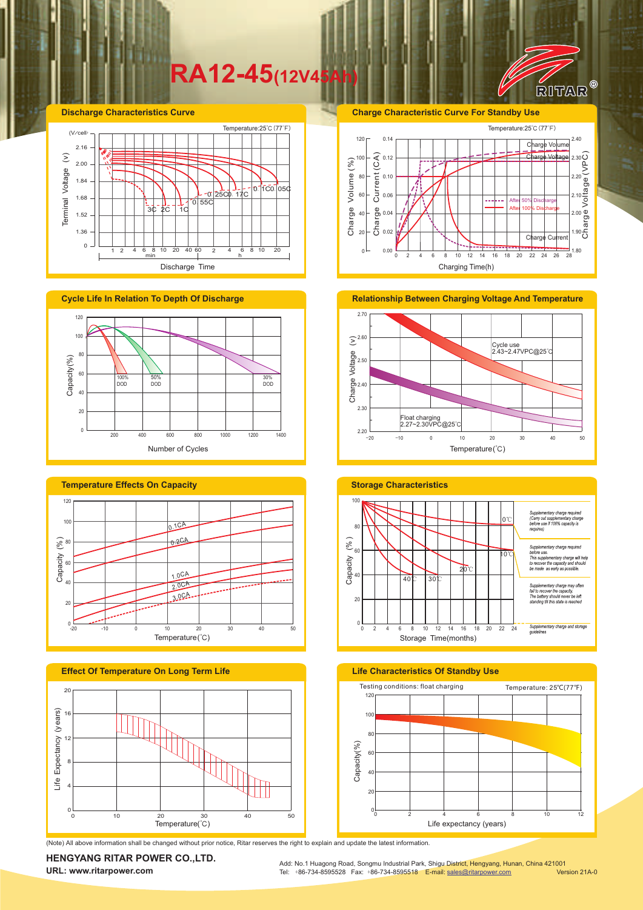# RA12-45(12V45Ah)

RITAR®

## Discharge Characteristics Curve

Temperature:25°C (77°F)

(V/cell)

Terminal Voltage (v)

2.16
2.00
1.84
1.68
1.52
1.36
0

3C 2C 1C 0.55C 0.25C 0.17C 0.1C 0.05C

1 2 4 6 8 10 20 40 60 2 4 6 8 10 20

min h

Discharge Time

## Charge Characteristic Curve For Standby Use

Temperature:25°C (77°F)

Charge Volume (%)
Charge Current (CA)
Charge Voltage (VPC)

Charge Volume
Charge Voltage
After 50% Discharge
After 100% Discharge
Charge Current

Charging Time(h)

## Cycle Life In Relation To Depth Of Discharge

Capacity(%)

100% DOD
50% DOD
30% DOD

200 400 600 800 1000 1200 1400

Number of Cycles

## Relationship Between Charging Voltage And Temperature

Charge Voltage (v)

Cycle use
2.43~2.47VPC@25°C

Float charging
2.27~2.30VPC@25°C

Temperature(°C)

## Temperature Effects On Capacity

Capacity (%)

0.1CA
0.2CA
1.0CA
2.0CA
3.0CA

Temperature(°C)

## Storage Characteristics

Capacity (%)

0°C
10°C
20°C
30°C
40°C

Storage Time(months)

Supplementary charge required (Carry out supplementary charge before use if 100% capacity is requires)

Supplementary charge required before use. This supplementary charge will help to recover the capacity and should be made as early as possible.

Supplementary charge may often fail to recover the capacity. The battery should never be left standing till this state is reached

Supplementary charge and storage guidelines

## Effect Of Temperature On Long Term Life

Life Expectancy (years)

Temperature(°C)

## Life Characteristics Of Standby Use

Testing conditions: float charging

Temperature: 25°C(77°F)

Capacity(%)

Life expectancy (years)

(Note) All above information shall be changed without prior notice, Ritar reserves the right to explain and update the latest information.

**HENGYANG RITAR POWER CO.,LTD.**
**URL: www.ritarpower.com**

Add: No.1 Huagong Road, Songmu Industrial Park, Shigu District, Hengyang, Hunan, China 421001
Tel: +86-734-8595528 Fax: +86-734-8595518 E-mail: sales@ritarpower.com

Version 21A-0